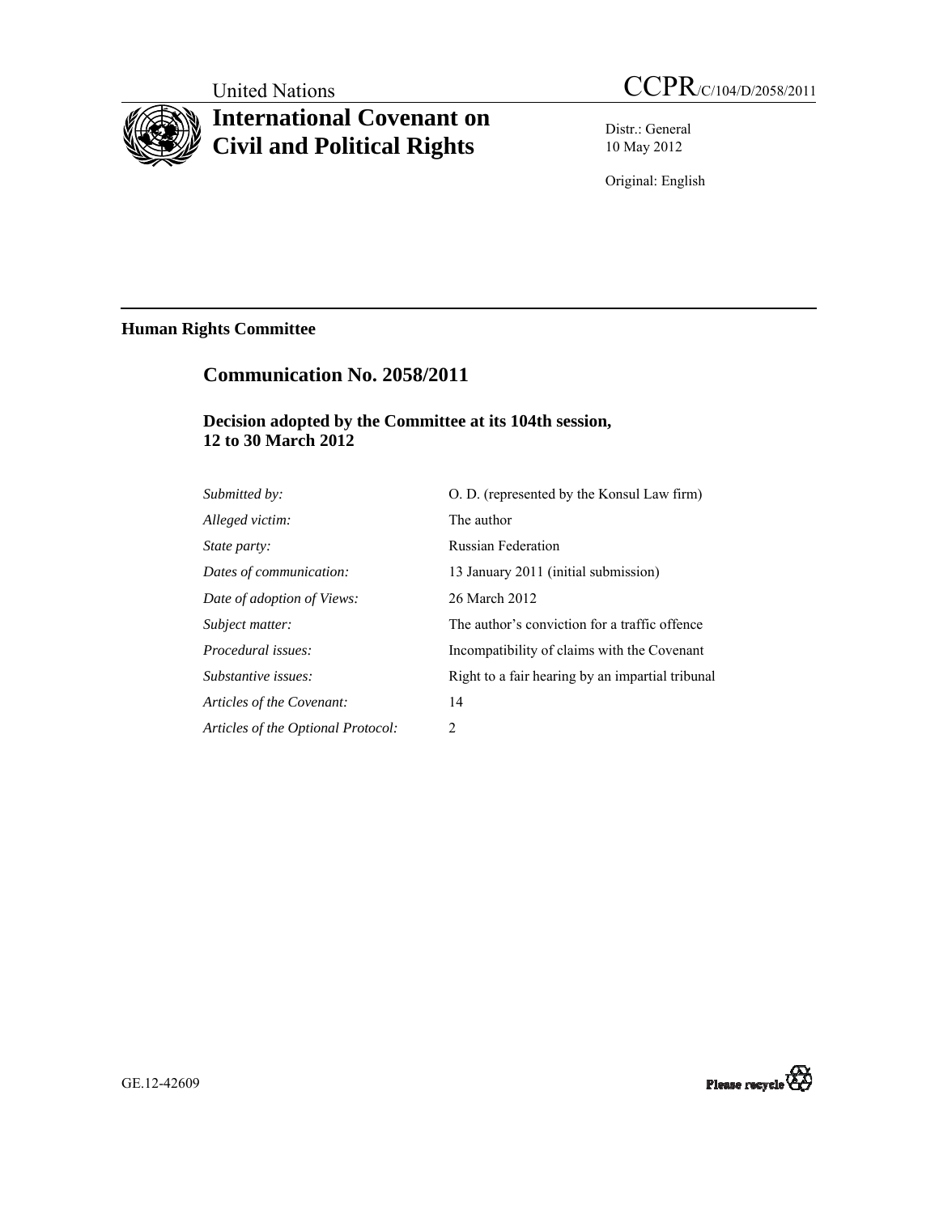United Nations

# CCPR/C/104/D/2058/2011

# International Covenant on Civil and Political Rights

Distr.: General
10 May 2012

Original: English

---

## Human Rights Committee

## Communication No. 2058/2011

### Decision adopted by the Committee at its 104th session, 12 to 30 March 2012

| | |
|---|---|
| *Submitted by:* | O. D. (represented by the Konsul Law firm) |
| *Alleged victim:* | The author |
| *State party:* | Russian Federation |
| *Dates of communication:* | 13 January 2011 (initial submission) |
| *Date of adoption of Views:* | 26 March 2012 |
| *Subject matter:* | The author's conviction for a traffic offence |
| *Procedural issues:* | Incompatibility of claims with the Covenant |
| *Substantive issues:* | Right to a fair hearing by an impartial tribunal |
| *Articles of the Covenant:* | 14 |
| *Articles of the Optional Protocol:* | 2 |

GE.12-42609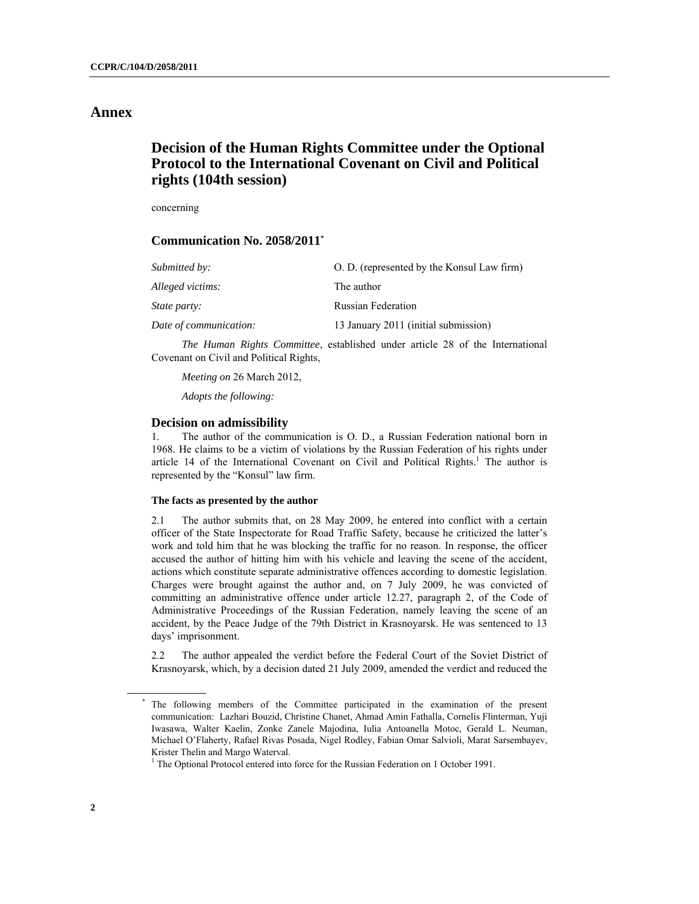# Annex

## Decision of the Human Rights Committee under the Optional Protocol to the International Covenant on Civil and Political rights (104th session)

concerning

### Communication No. 2058/2011*

| | |
|---|---|
| *Submitted by:* | O. D. (represented by the Konsul Law firm) |
| *Alleged victims:* | The author |
| *State party:* | Russian Federation |
| *Date of communication:* | 13 January 2011 (initial submission) |

*The Human Rights Committee*, established under article 28 of the International Covenant on Civil and Political Rights,

*Meeting on* 26 March 2012,

*Adopts the following:*

### Decision on admissibility

1. The author of the communication is O. D., a Russian Federation national born in 1968. He claims to be a victim of violations by the Russian Federation of his rights under article 14 of the International Covenant on Civil and Political Rights.[1] The author is represented by the "Konsul" law firm.

#### The facts as presented by the author

2.1 The author submits that, on 28 May 2009, he entered into conflict with a certain officer of the State Inspectorate for Road Traffic Safety, because he criticized the latter's work and told him that he was blocking the traffic for no reason. In response, the officer accused the author of hitting him with his vehicle and leaving the scene of the accident, actions which constitute separate administrative offences according to domestic legislation. Charges were brought against the author and, on 7 July 2009, he was convicted of committing an administrative offence under article 12.27, paragraph 2, of the Code of Administrative Proceedings of the Russian Federation, namely leaving the scene of an accident, by the Peace Judge of the 79th District in Krasnoyarsk. He was sentenced to 13 days' imprisonment.

2.2 The author appealed the verdict before the Federal Court of the Soviet District of Krasnoyarsk, which, by a decision dated 21 July 2009, amended the verdict and reduced the

---

* The following members of the Committee participated in the examination of the present communication: Lazhari Bouzid, Christine Chanet, Ahmad Amin Fathalla, Cornelis Flinterman, Yuji Iwasawa, Walter Kaelin, Zonke Zanele Majodina, Iulia Antoanella Motoc, Gerald L. Neuman, Michael O'Flaherty, Rafael Rivas Posada, Nigel Rodley, Fabian Omar Salvioli, Marat Sarsembayev, Krister Thelin and Margo Waterval.

[1] The Optional Protocol entered into force for the Russian Federation on 1 October 1991.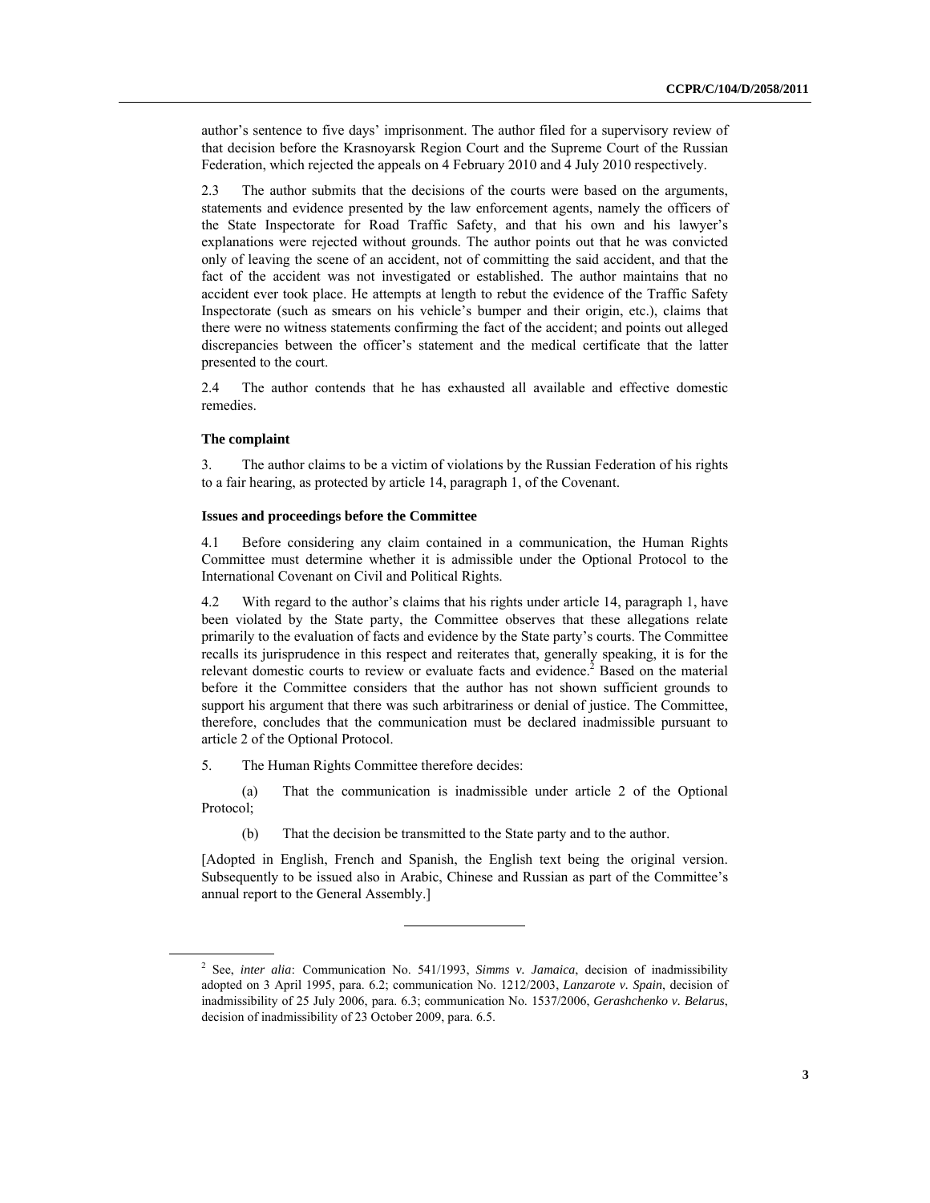author's sentence to five days' imprisonment. The author filed for a supervisory review of that decision before the Krasnoyarsk Region Court and the Supreme Court of the Russian Federation, which rejected the appeals on 4 February 2010 and 4 July 2010 respectively.

2.3 The author submits that the decisions of the courts were based on the arguments, statements and evidence presented by the law enforcement agents, namely the officers of the State Inspectorate for Road Traffic Safety, and that his own and his lawyer's explanations were rejected without grounds. The author points out that he was convicted only of leaving the scene of an accident, not of committing the said accident, and that the fact of the accident was not investigated or established. The author maintains that no accident ever took place. He attempts at length to rebut the evidence of the Traffic Safety Inspectorate (such as smears on his vehicle's bumper and their origin, etc.), claims that there were no witness statements confirming the fact of the accident; and points out alleged discrepancies between the officer's statement and the medical certificate that the latter presented to the court.

2.4 The author contends that he has exhausted all available and effective domestic remedies.

**The complaint**

3. The author claims to be a victim of violations by the Russian Federation of his rights to a fair hearing, as protected by article 14, paragraph 1, of the Covenant.

**Issues and proceedings before the Committee**

4.1 Before considering any claim contained in a communication, the Human Rights Committee must determine whether it is admissible under the Optional Protocol to the International Covenant on Civil and Political Rights.

4.2 With regard to the author's claims that his rights under article 14, paragraph 1, have been violated by the State party, the Committee observes that these allegations relate primarily to the evaluation of facts and evidence by the State party's courts. The Committee recalls its jurisprudence in this respect and reiterates that, generally speaking, it is for the relevant domestic courts to review or evaluate facts and evidence.[2] Based on the material before it the Committee considers that the author has not shown sufficient grounds to support his argument that there was such arbitrariness or denial of justice. The Committee, therefore, concludes that the communication must be declared inadmissible pursuant to article 2 of the Optional Protocol.

5. The Human Rights Committee therefore decides:

(a) That the communication is inadmissible under article 2 of the Optional Protocol;

(b) That the decision be transmitted to the State party and to the author.

[Adopted in English, French and Spanish, the English text being the original version. Subsequently to be issued also in Arabic, Chinese and Russian as part of the Committee's annual report to the General Assembly.]

---

[2] See, *inter alia*: Communication No. 541/1993, *Simms v. Jamaica*, decision of inadmissibility adopted on 3 April 1995, para. 6.2; communication No. 1212/2003, *Lanzarote v. Spain*, decision of inadmissibility of 25 July 2006, para. 6.3; communication No. 1537/2006, *Gerashchenko v. Belarus*, decision of inadmissibility of 23 October 2009, para. 6.5.